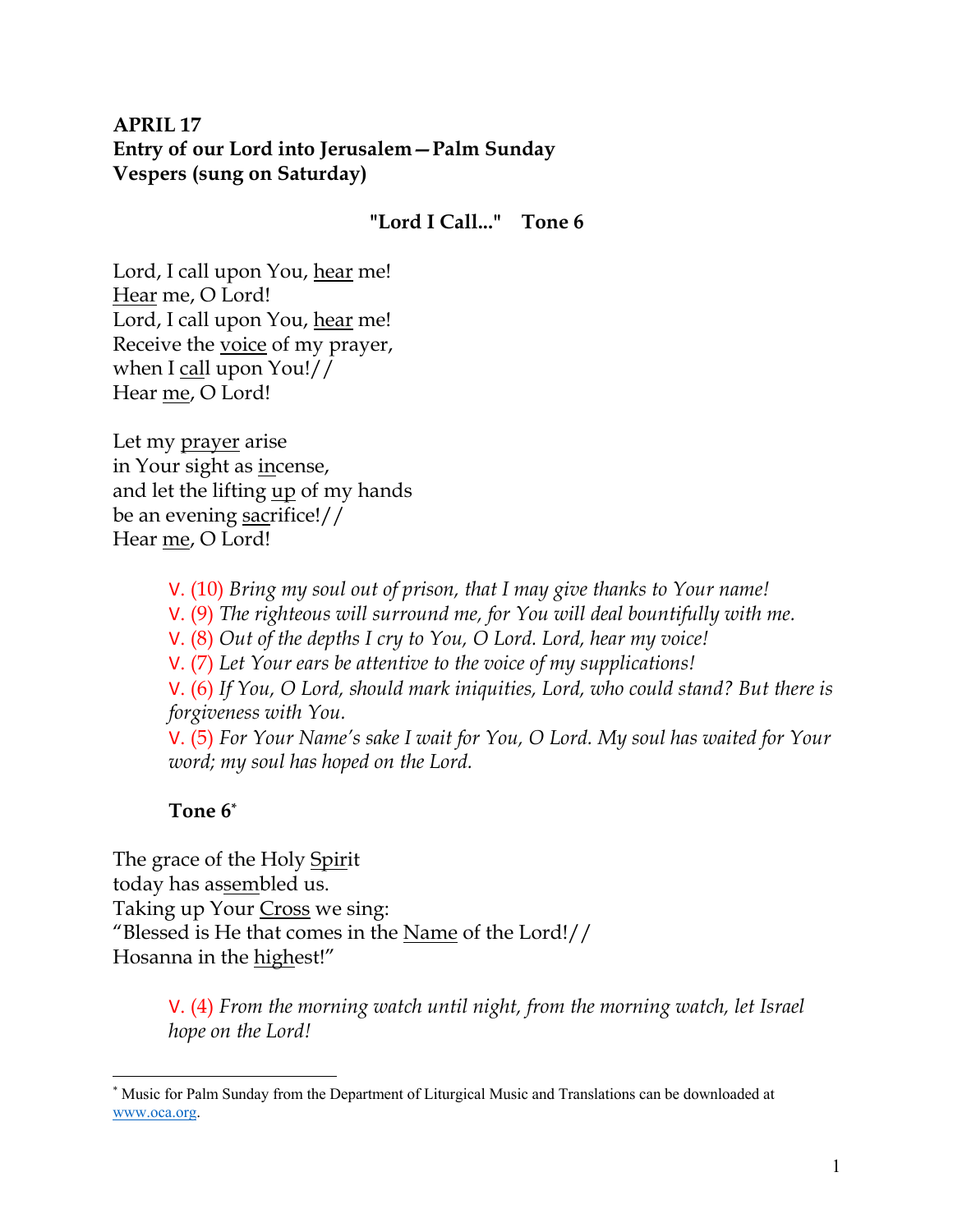**APRIL 17**
**Entry of our Lord into Jerusalem—Palm Sunday**
**Vespers (sung on Saturday)**

**"Lord I Call..." Tone 6**

Lord, I call upon You, hear me!
Hear me, O Lord!
Lord, I call upon You, hear me!
Receive the voice of my prayer,
when I call upon You!//
Hear me, O Lord!

Let my prayer arise
in Your sight as incense,
and let the lifting up of my hands
be an evening sacrifice!//
Hear me, O Lord!

> V. (10) *Bring my soul out of prison, that I may give thanks to Your name!*
> V. (9) *The righteous will surround me, for You will deal bountifully with me.*
> V. (8) *Out of the depths I cry to You, O Lord. Lord, hear my voice!*
> V. (7) *Let Your ears be attentive to the voice of my supplications!*
> V. (6) *If You, O Lord, should mark iniquities, Lord, who could stand? But there is forgiveness with You.*
> V. (5) *For Your Name's sake I wait for You, O Lord. My soul has waited for Your word; my soul has hoped on the Lord.*

**Tone 6**[*]

The grace of the Holy Spirit
today has assembled us.
Taking up Your Cross we sing:
"Blessed is He that comes in the Name of the Lord!//
Hosanna in the highest!"

> V. (4) *From the morning watch until night, from the morning watch, let Israel hope on the Lord!*

---

[*] Music for Palm Sunday from the Department of Liturgical Music and Translations can be downloaded at www.oca.org.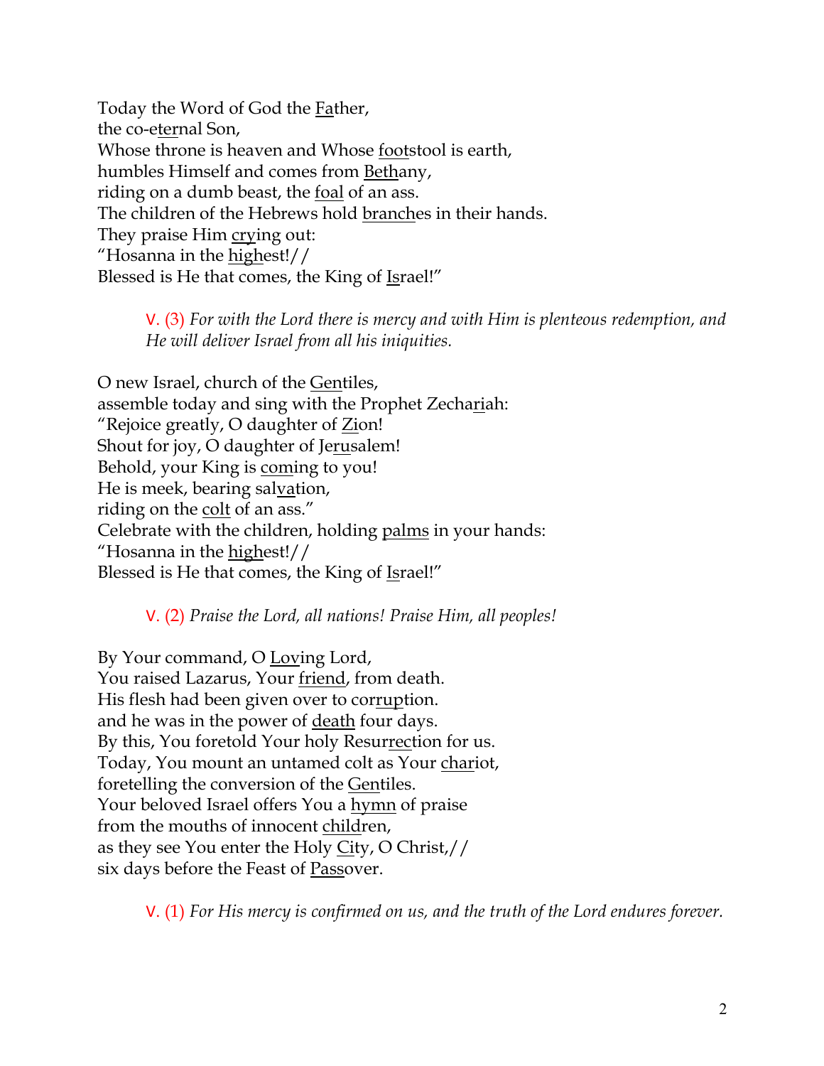Today the Word of God the <u>Fa</u>ther,
the co-e<u>ter</u>nal Son,
Whose throne is heaven and Whose <u>foot</u>stool is earth,
humbles Himself and comes from <u>Beth</u>any,
riding on a dumb beast, the <u>foal</u> of an ass.
The children of the Hebrews hold <u>branch</u>es in their hands.
They praise Him <u>cry</u>ing out:
"Hosanna in the <u>high</u>est!//
Blessed is He that comes, the King of <u>Is</u>rael!"

> V. (3) *For with the Lord there is mercy and with Him is plenteous redemption, and He will deliver Israel from all his iniquities.*

O new Israel, church of the <u>Gen</u>tiles,
assemble today and sing with the Prophet Zecha<u>ri</u>ah:
"Rejoice greatly, O daughter of <u>Zi</u>on!
Shout for joy, O daughter of Je<u>ru</u>salem!
Behold, your King is <u>com</u>ing to you!
He is meek, bearing sal<u>va</u>tion,
riding on the <u>colt</u> of an ass."
Celebrate with the children, holding <u>palms</u> in your hands:
"Hosanna in the <u>high</u>est!//
Blessed is He that comes, the King of <u>Is</u>rael!"

> V. (2) *Praise the Lord, all nations! Praise Him, all peoples!*

By Your command, O <u>Lov</u>ing Lord,
You raised Lazarus, Your <u>friend</u>, from death.
His flesh had been given over to cor<u>rup</u>tion.
and he was in the power of <u>death</u> four days.
By this, You foretold Your holy Resur<u>rec</u>tion for us.
Today, You mount an untamed colt as Your <u>char</u>iot,
foretelling the conversion of the <u>Gen</u>tiles.
Your beloved Israel offers You a <u>hymn</u> of praise
from the mouths of innocent <u>chil</u>dren,
as they see You enter the Holy <u>Ci</u>ty, O Christ,//
six days before the Feast of <u>Pass</u>over.

> V. (1) *For His mercy is confirmed on us, and the truth of the Lord endures forever.*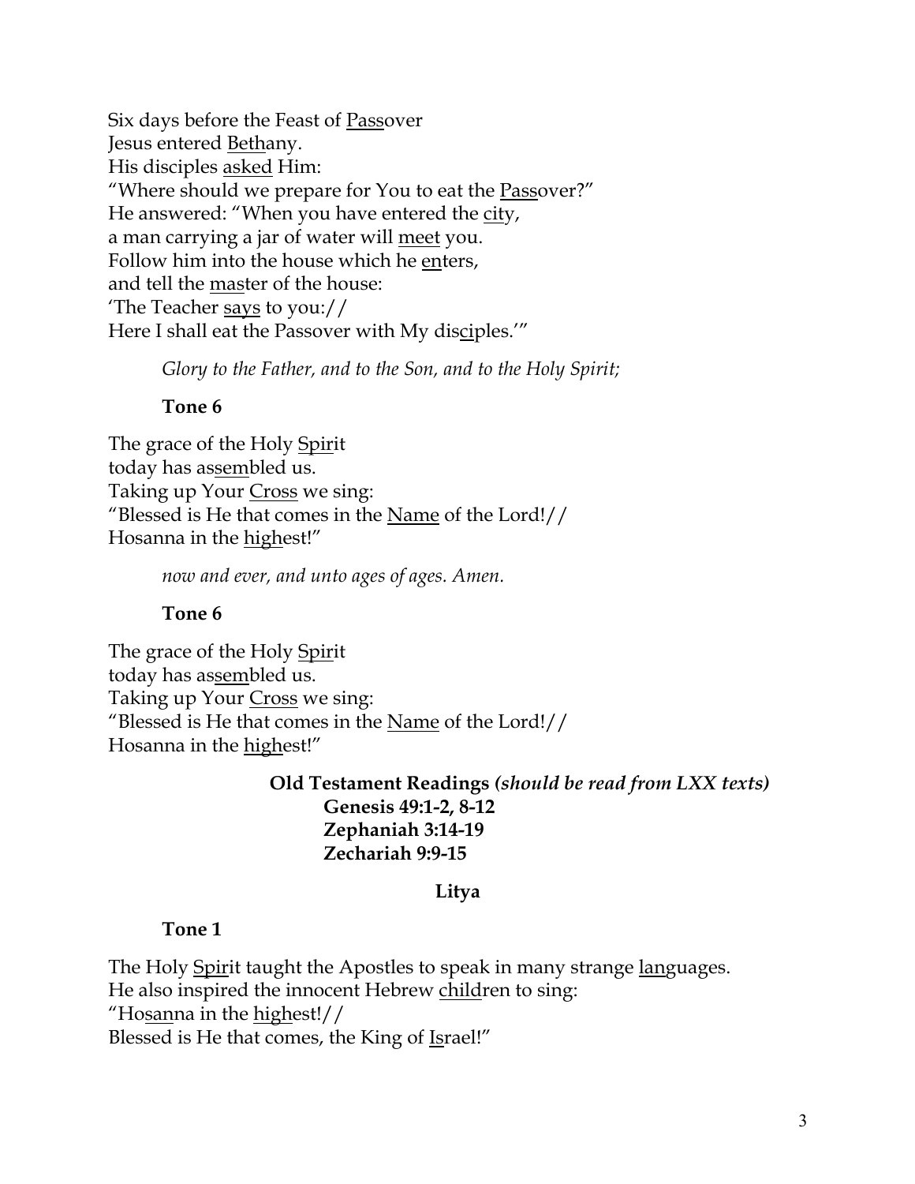Six days before the Feast of <u>Pass</u>over  
Jesus entered <u>Beth</u>any.  
His disciples <u>asked</u> Him:  
"Where should we prepare for You to eat the <u>Pass</u>over?"  
He answered: "When you have entered the <u>cit</u>y,  
a man carrying a jar of water will <u>meet</u> you.  
Follow him into the house which he <u>en</u>ters,  
and tell the <u>mas</u>ter of the house:  
'The Teacher <u>says</u> to you://  
Here I shall eat the Passover with My dis<u>ci</u>ples.'"

*Glory to the Father, and to the Son, and to the Holy Spirit;*

**Tone 6**

The grace of the Holy <u>Spir</u>it  
today has as<u>sem</u>bled us.  
Taking up Your <u>Cross</u> we sing:  
"Blessed is He that comes in the <u>Name</u> of the Lord!//  
Hosanna in the <u>high</u>est!"

*now and ever, and unto ages of ages. Amen.*

**Tone 6**

The grace of the Holy <u>Spir</u>it  
today has as<u>sem</u>bled us.  
Taking up Your <u>Cross</u> we sing:  
"Blessed is He that comes in the <u>Name</u> of the Lord!//  
Hosanna in the <u>high</u>est!"

**Old Testament Readings *(should be read from LXX texts)***  
**Genesis 49:1-2, 8-12**  
**Zephaniah 3:14-19**  
**Zechariah 9:9-15**

**Litya**

**Tone 1**

The Holy <u>Spir</u>it taught the Apostles to speak in many strange <u>lan</u>guages.  
He also inspired the innocent Hebrew <u>child</u>ren to sing:  
"Ho<u>san</u>na in the <u>high</u>est!//  
Blessed is He that comes, the King of <u>Is</u>rael!"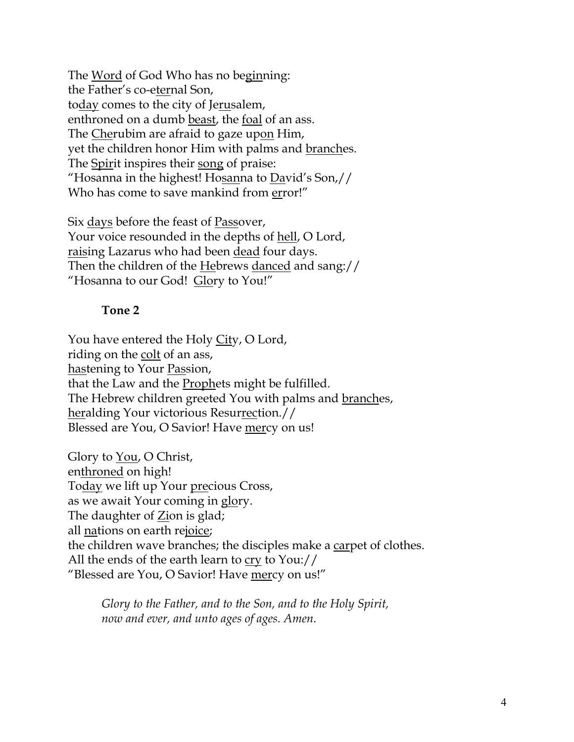The <u>Word</u> of God Who has no be<u>gin</u>ning:
the Father's co-e<u>ter</u>nal Son,
to<u>day</u> comes to the city of Je<u>ru</u>salem,
enthroned on a dumb <u>beast</u>, the <u>foal</u> of an ass.
The <u>Che</u>rubim are afraid to gaze up<u>on</u> Him,
yet the children honor Him with palms and <u>branch</u>es.
The <u>Spir</u>it inspires their <u>song</u> of praise:
"Hosanna in the highest! Ho<u>san</u>na to <u>Da</u>vid's Son,//
Who has come to save mankind from <u>er</u>ror!"

Six <u>days</u> before the feast of <u>Pass</u>over,
Your voice resounded in the depths of <u>hell</u>, O Lord,
<u>rais</u>ing Lazarus who had been <u>dead</u> four days.
Then the children of the <u>He</u>brews <u>danced</u> and sang://
"Hosanna to our God! <u>Glo</u>ry to You!"

**Tone 2**

You have entered the Holy <u>Cit</u>y, O Lord,
riding on the <u>colt</u> of an ass,
<u>has</u>tening to Your <u>Pas</u>sion,
that the Law and the <u>Proph</u>ets might be fulfilled.
The Hebrew children greeted You with palms and <u>branch</u>es,
<u>her</u>alding Your victorious Resur<u>rec</u>tion.//
Blessed are You, O Savior! Have <u>mer</u>cy on us!

Glory to <u>You</u>, O Christ,
en<u>throned</u> on high!
To<u>day</u> we lift up Your <u>pre</u>cious Cross,
as we await Your coming in <u>glo</u>ry.
The daughter of <u>Zi</u>on is glad;
all <u>na</u>tions on earth re<u>joice</u>;
the children wave branches; the disciples make a <u>car</u>pet of clothes.
All the ends of the earth learn to <u>cry</u> to You://
"Blessed are You, O Savior! Have <u>mer</u>cy on us!"

*Glory to the Father, and to the Son, and to the Holy Spirit,*
*now and ever, and unto ages of ages. Amen.*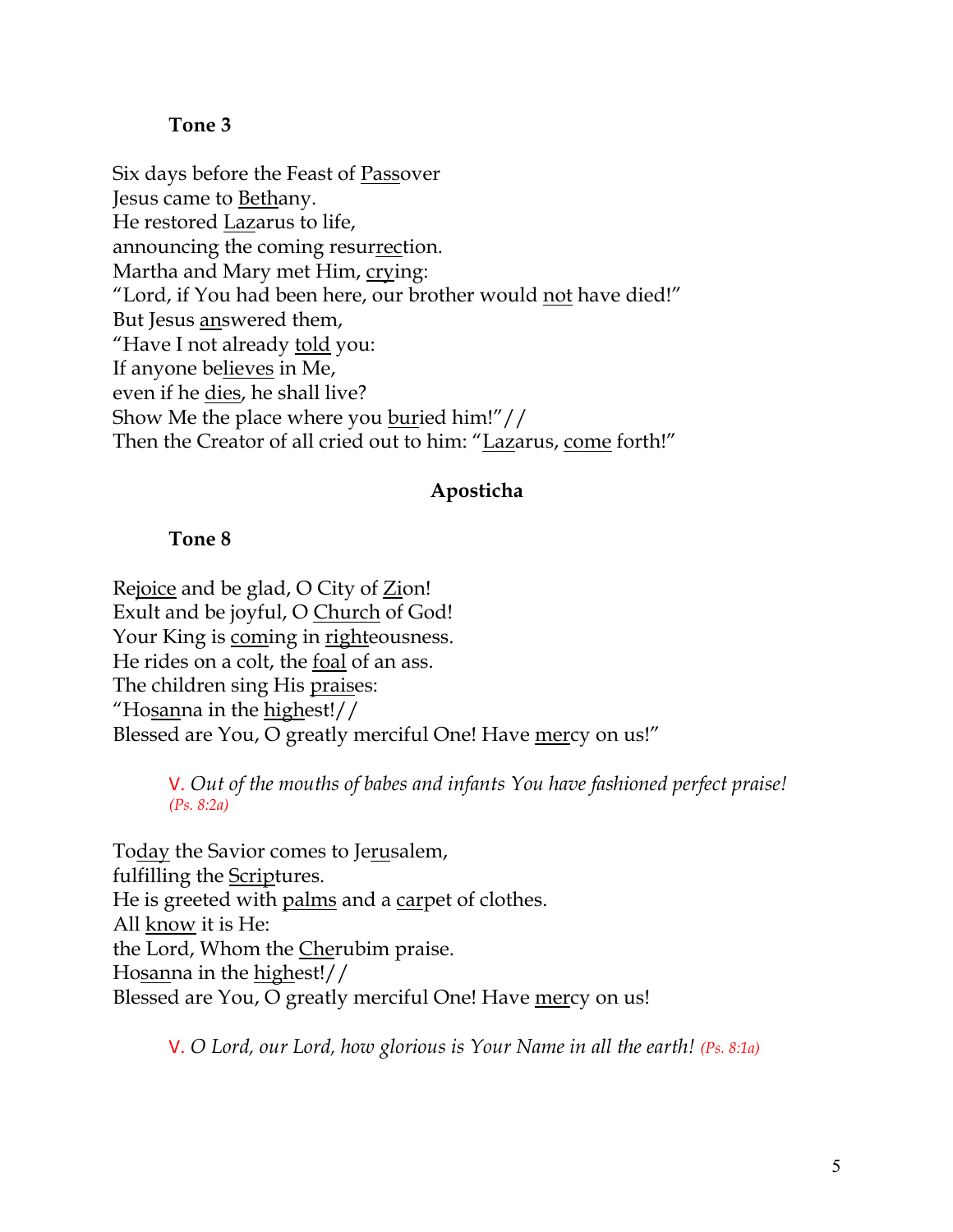**Tone 3**

Six days before the Feast of <u>Pass</u>over  
Jesus came to <u>Beth</u>any.  
He restored <u>Laz</u>arus to life,  
announcing the coming resur<u>rec</u>tion.  
Martha and Mary met Him, <u>cry</u>ing:  
"Lord, if You had been here, our brother would <u>not</u> have died!"  
But Jesus <u>an</u>swered them,  
"Have I not already <u>told</u> you:  
If anyone be<u>lieves</u> in Me,  
even if he <u>dies</u>, he shall live?  
Show Me the place where you <u>bur</u>ied him!"//  
Then the Creator of all cried out to him: "<u>Laz</u>arus, <u>come</u> forth!"

## Aposticha

**Tone 8**

Re<u>joice</u> and be glad, O City of <u>Zi</u>on!  
Exult and be joyful, O <u>Church</u> of God!  
Your King is <u>com</u>ing in <u>right</u>eousness.  
He rides on a colt, the <u>foal</u> of an ass.  
The children sing His <u>prais</u>es:  
"Ho<u>san</u>na in the <u>high</u>est!//  
Blessed are You, O greatly merciful One! Have <u>mer</u>cy on us!"

> V. *Out of the mouths of babes and infants You have fashioned perfect praise!* *(Ps. 8:2a)*

To<u>day</u> the Savior comes to Je<u>ru</u>salem,  
fulfilling the <u>Scrip</u>tures.  
He is greeted with <u>palms</u> and a <u>car</u>pet of clothes.  
All <u>know</u> it is He:  
the Lord, Whom the <u>Che</u>rubim praise.  
Ho<u>san</u>na in the <u>high</u>est!//  
Blessed are You, O greatly merciful One! Have <u>mer</u>cy on us!

> V. *O Lord, our Lord, how glorious is Your Name in all the earth!* *(Ps. 8:1a)*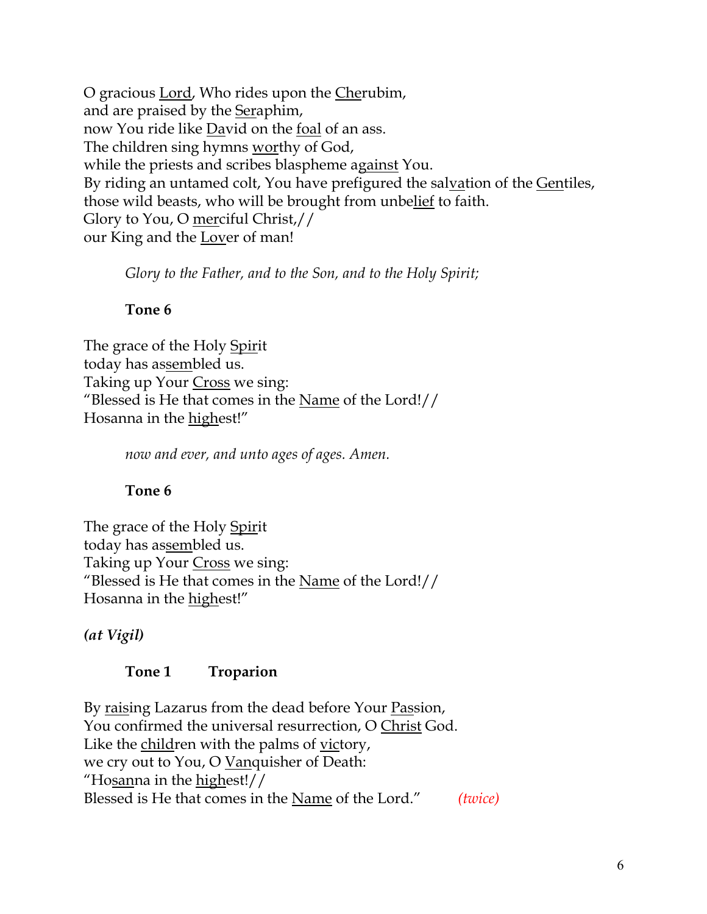O gracious <u>Lord</u>, Who rides upon the <u>Che</u>rubim,
and are praised by the <u>Ser</u>aphim,
now You ride like <u>Da</u>vid on the <u>foal</u> of an ass.
The children sing hymns <u>wor</u>thy of God,
while the priests and scribes blaspheme <u>against</u> You.
By riding an untamed colt, You have prefigured the sal<u>va</u>tion of the <u>Gen</u>tiles,
those wild beasts, who will be brought from unbe<u>lief</u> to faith.
Glory to You, O <u>mer</u>ciful Christ,//
our King and the <u>Lov</u>er of man!

*Glory to the Father, and to the Son, and to the Holy Spirit;*

**Tone 6**

The grace of the Holy <u>Spir</u>it
today has as<u>sem</u>bled us.
Taking up Your <u>Cross</u> we sing:
"Blessed is He that comes in the <u>Name</u> of the Lord!//
Hosanna in the <u>high</u>est!"

*now and ever, and unto ages of ages. Amen.*

**Tone 6**

The grace of the Holy <u>Spir</u>it
today has as<u>sem</u>bled us.
Taking up Your <u>Cross</u> we sing:
"Blessed is He that comes in the <u>Name</u> of the Lord!//
Hosanna in the <u>high</u>est!"

***(at Vigil)***

**Tone 1 Troparion**

By <u>rais</u>ing Lazarus from the dead before Your <u>Pas</u>sion,
You confirmed the universal resurrection, O <u>Christ</u> God.
Like the <u>child</u>ren with the palms of <u>vic</u>tory,
we cry out to You, O <u>Van</u>quisher of Death:
"Ho<u>san</u>na in the <u>high</u>est!//
Blessed is He that comes in the <u>Name</u> of the Lord." *(twice)*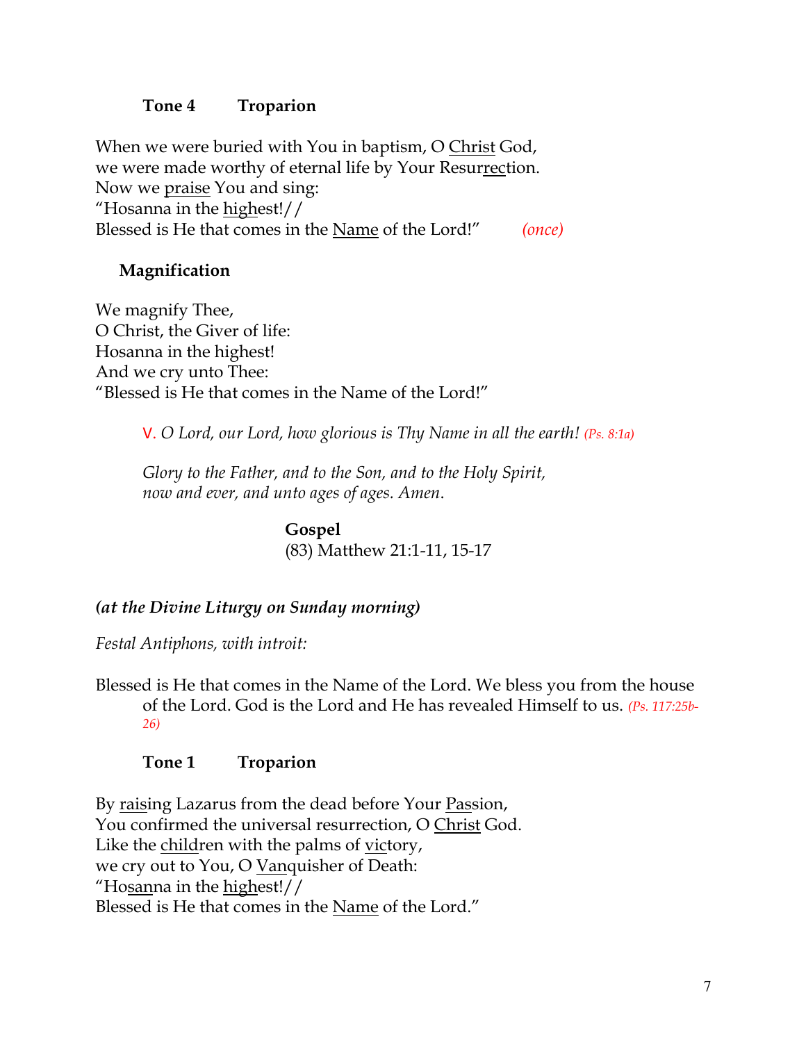**Tone 4 Troparion**

When we were buried with You in baptism, O <u>Christ</u> God,
we were made worthy of eternal life by Your Resur<u>rec</u>tion.
Now we <u>praise</u> You and sing:
"Hosanna in the <u>high</u>est!//
Blessed is He that comes in the <u>Name</u> of the Lord!" *(once)*

**Magnification**

We magnify Thee,
O Christ, the Giver of life:
Hosanna in the highest!
And we cry unto Thee:
"Blessed is He that comes in the Name of the Lord!"

V. *O Lord, our Lord, how glorious is Thy Name in all the earth! (Ps. 8:1a)*

*Glory to the Father, and to the Son, and to the Holy Spirit,
now and ever, and unto ages of ages. Amen.*

**Gospel**
(83) Matthew 21:1-11, 15-17

***(at the Divine Liturgy on Sunday morning)***

*Festal Antiphons, with introit:*

Blessed is He that comes in the Name of the Lord. We bless you from the house of the Lord. God is the Lord and He has revealed Himself to us. *(Ps. 117:25b-26)*

**Tone 1 Troparion**

By <u>rais</u>ing Lazarus from the dead before Your <u>Pas</u>sion,
You confirmed the universal resurrection, O <u>Christ</u> God.
Like the <u>child</u>ren with the palms of <u>vic</u>tory,
we cry out to You, O <u>Van</u>quisher of Death:
"Ho<u>san</u>na in the <u>high</u>est!//
Blessed is He that comes in the <u>Name</u> of the Lord."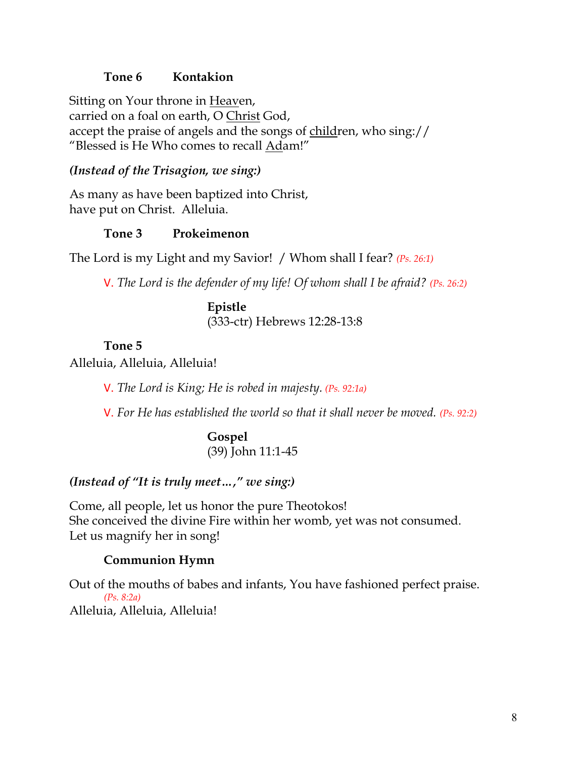**Tone 6 Kontakion**

Sitting on Your throne in Heaven,
carried on a foal on earth, O Christ God,
accept the praise of angels and the songs of children, who sing://
"Blessed is He Who comes to recall Adam!"

***(Instead of the Trisagion, we sing:)***

As many as have been baptized into Christ,
have put on Christ. Alleluia.

**Tone 3 Prokeimenon**

The Lord is my Light and my Savior! / Whom shall I fear? *(Ps. 26:1)*

V. *The Lord is the defender of my life! Of whom shall I be afraid?* *(Ps. 26:2)*

**Epistle**
(333-ctr) Hebrews 12:28-13:8

**Tone 5**

Alleluia, Alleluia, Alleluia!

V. *The Lord is King; He is robed in majesty.* *(Ps. 92:1a)*

V. *For He has established the world so that it shall never be moved.* *(Ps. 92:2)*

**Gospel**
(39) John 11:1-45

***(Instead of "It is truly meet…," we sing:)***

Come, all people, let us honor the pure Theotokos!
She conceived the divine Fire within her womb, yet was not consumed.
Let us magnify her in song!

**Communion Hymn**

Out of the mouths of babes and infants, You have fashioned perfect praise.
*(Ps. 8:2a)*
Alleluia, Alleluia, Alleluia!